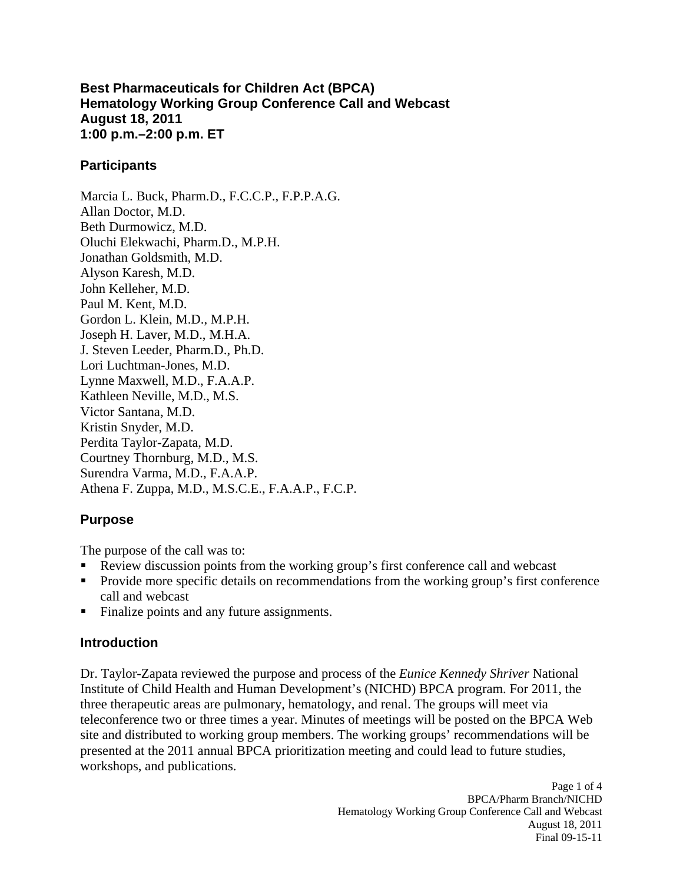# Best Pharmaceuticals for Children Act (BPCA)
# Hematology Working Group Conference Call and Webcast
# August 18, 2011
# 1:00 p.m.–2:00 p.m. ET

## Participants

Marcia L. Buck, Pharm.D., F.C.C.P., F.P.P.A.G.
Allan Doctor, M.D.
Beth Durmowicz, M.D.
Oluchi Elekwachi, Pharm.D., M.P.H.
Jonathan Goldsmith, M.D.
Alyson Karesh, M.D.
John Kelleher, M.D.
Paul M. Kent, M.D.
Gordon L. Klein, M.D., M.P.H.
Joseph H. Laver, M.D., M.H.A.
J. Steven Leeder, Pharm.D., Ph.D.
Lori Luchtman-Jones, M.D.
Lynne Maxwell, M.D., F.A.A.P.
Kathleen Neville, M.D., M.S.
Victor Santana, M.D.
Kristin Snyder, M.D.
Perdita Taylor-Zapata, M.D.
Courtney Thornburg, M.D., M.S.
Surendra Varma, M.D., F.A.A.P.
Athena F. Zuppa, M.D., M.S.C.E., F.A.A.P., F.C.P.

## Purpose

The purpose of the call was to:

- Review discussion points from the working group's first conference call and webcast
- Provide more specific details on recommendations from the working group's first conference call and webcast
- Finalize points and any future assignments.

## Introduction

Dr. Taylor-Zapata reviewed the purpose and process of the *Eunice Kennedy Shriver* National Institute of Child Health and Human Development's (NICHD) BPCA program. For 2011, the three therapeutic areas are pulmonary, hematology, and renal. The groups will meet via teleconference two or three times a year. Minutes of meetings will be posted on the BPCA Web site and distributed to working group members. The working groups' recommendations will be presented at the 2011 annual BPCA prioritization meeting and could lead to future studies, workshops, and publications.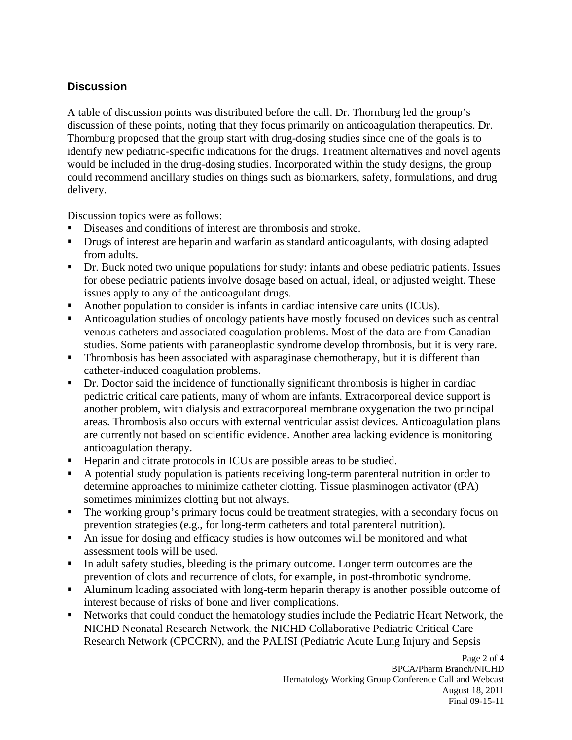## Discussion

A table of discussion points was distributed before the call. Dr. Thornburg led the group's discussion of these points, noting that they focus primarily on anticoagulation therapeutics. Dr. Thornburg proposed that the group start with drug-dosing studies since one of the goals is to identify new pediatric-specific indications for the drugs. Treatment alternatives and novel agents would be included in the drug-dosing studies. Incorporated within the study designs, the group could recommend ancillary studies on things such as biomarkers, safety, formulations, and drug delivery.

Discussion topics were as follows:

- Diseases and conditions of interest are thrombosis and stroke.
- Drugs of interest are heparin and warfarin as standard anticoagulants, with dosing adapted from adults.
- Dr. Buck noted two unique populations for study: infants and obese pediatric patients. Issues for obese pediatric patients involve dosage based on actual, ideal, or adjusted weight. These issues apply to any of the anticoagulant drugs.
- Another population to consider is infants in cardiac intensive care units (ICUs).
- Anticoagulation studies of oncology patients have mostly focused on devices such as central venous catheters and associated coagulation problems. Most of the data are from Canadian studies. Some patients with paraneoplastic syndrome develop thrombosis, but it is very rare.
- Thrombosis has been associated with asparaginase chemotherapy, but it is different than catheter-induced coagulation problems.
- Dr. Doctor said the incidence of functionally significant thrombosis is higher in cardiac pediatric critical care patients, many of whom are infants. Extracorporeal device support is another problem, with dialysis and extracorporeal membrane oxygenation the two principal areas. Thrombosis also occurs with external ventricular assist devices. Anticoagulation plans are currently not based on scientific evidence. Another area lacking evidence is monitoring anticoagulation therapy.
- Heparin and citrate protocols in ICUs are possible areas to be studied.
- A potential study population is patients receiving long-term parenteral nutrition in order to determine approaches to minimize catheter clotting. Tissue plasminogen activator (tPA) sometimes minimizes clotting but not always.
- The working group's primary focus could be treatment strategies, with a secondary focus on prevention strategies (e.g., for long-term catheters and total parenteral nutrition).
- An issue for dosing and efficacy studies is how outcomes will be monitored and what assessment tools will be used.
- In adult safety studies, bleeding is the primary outcome. Longer term outcomes are the prevention of clots and recurrence of clots, for example, in post-thrombotic syndrome.
- Aluminum loading associated with long-term heparin therapy is another possible outcome of interest because of risks of bone and liver complications.
- Networks that could conduct the hematology studies include the Pediatric Heart Network, the NICHD Neonatal Research Network, the NICHD Collaborative Pediatric Critical Care Research Network (CPCCRN), and the PALISI (Pediatric Acute Lung Injury and Sepsis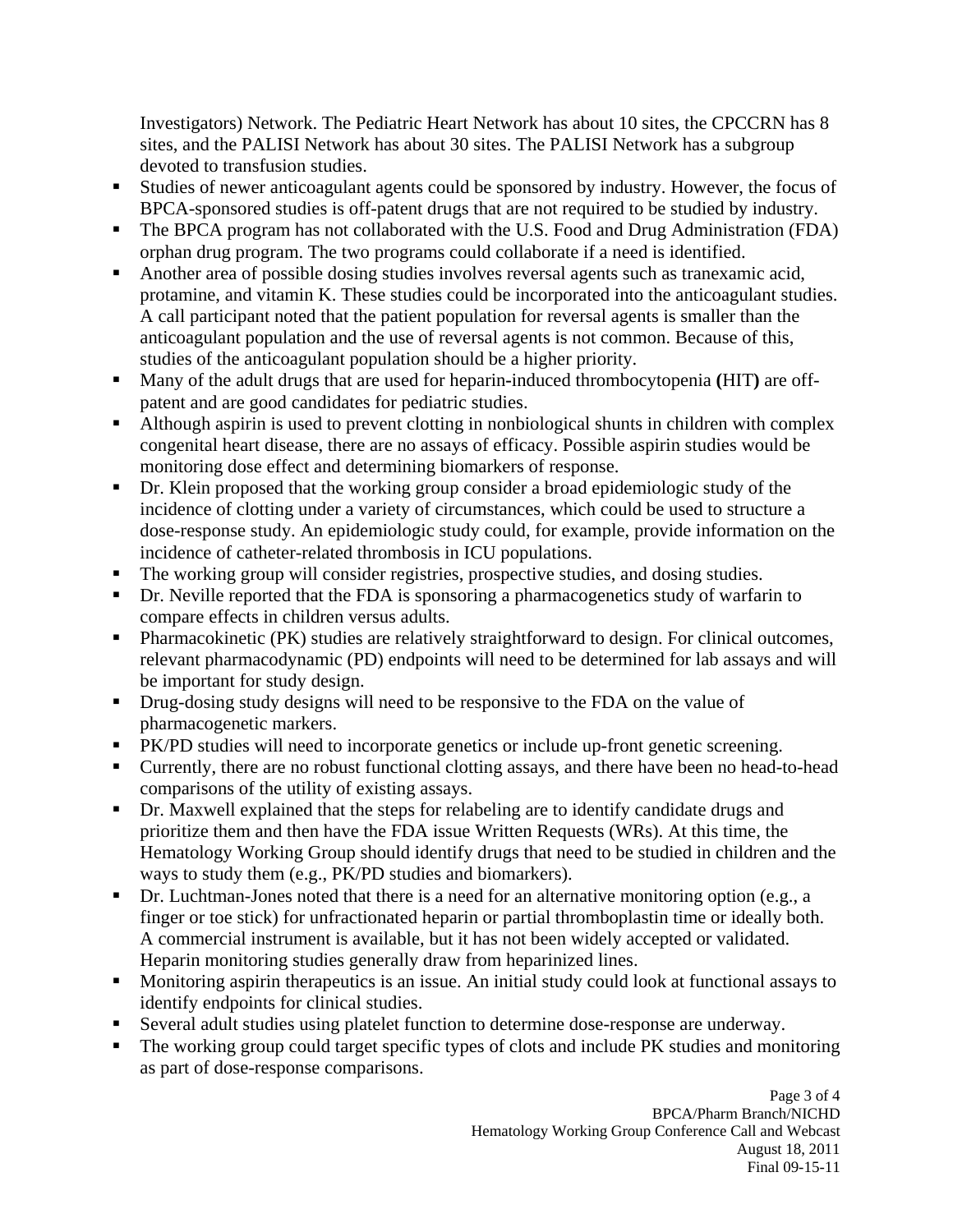Investigators) Network. The Pediatric Heart Network has about 10 sites, the CPCCRN has 8 sites, and the PALISI Network has about 30 sites. The PALISI Network has a subgroup devoted to transfusion studies.

- Studies of newer anticoagulant agents could be sponsored by industry. However, the focus of BPCA-sponsored studies is off-patent drugs that are not required to be studied by industry.
- The BPCA program has not collaborated with the U.S. Food and Drug Administration (FDA) orphan drug program. The two programs could collaborate if a need is identified.
- Another area of possible dosing studies involves reversal agents such as tranexamic acid, protamine, and vitamin K. These studies could be incorporated into the anticoagulant studies. A call participant noted that the patient population for reversal agents is smaller than the anticoagulant population and the use of reversal agents is not common. Because of this, studies of the anticoagulant population should be a higher priority.
- Many of the adult drugs that are used for heparin-induced thrombocytopenia **(**HIT**)** are off-patent and are good candidates for pediatric studies.
- Although aspirin is used to prevent clotting in nonbiological shunts in children with complex congenital heart disease, there are no assays of efficacy. Possible aspirin studies would be monitoring dose effect and determining biomarkers of response.
- Dr. Klein proposed that the working group consider a broad epidemiologic study of the incidence of clotting under a variety of circumstances, which could be used to structure a dose-response study. An epidemiologic study could, for example, provide information on the incidence of catheter-related thrombosis in ICU populations.
- The working group will consider registries, prospective studies, and dosing studies.
- Dr. Neville reported that the FDA is sponsoring a pharmacogenetics study of warfarin to compare effects in children versus adults.
- Pharmacokinetic (PK) studies are relatively straightforward to design. For clinical outcomes, relevant pharmacodynamic (PD) endpoints will need to be determined for lab assays and will be important for study design.
- Drug-dosing study designs will need to be responsive to the FDA on the value of pharmacogenetic markers.
- PK/PD studies will need to incorporate genetics or include up-front genetic screening.
- Currently, there are no robust functional clotting assays, and there have been no head-to-head comparisons of the utility of existing assays.
- Dr. Maxwell explained that the steps for relabeling are to identify candidate drugs and prioritize them and then have the FDA issue Written Requests (WRs). At this time, the Hematology Working Group should identify drugs that need to be studied in children and the ways to study them (e.g., PK/PD studies and biomarkers).
- Dr. Luchtman-Jones noted that there is a need for an alternative monitoring option (e.g., a finger or toe stick) for unfractionated heparin or partial thromboplastin time or ideally both. A commercial instrument is available, but it has not been widely accepted or validated. Heparin monitoring studies generally draw from heparinized lines.
- Monitoring aspirin therapeutics is an issue. An initial study could look at functional assays to identify endpoints for clinical studies.
- Several adult studies using platelet function to determine dose-response are underway.
- The working group could target specific types of clots and include PK studies and monitoring as part of dose-response comparisons.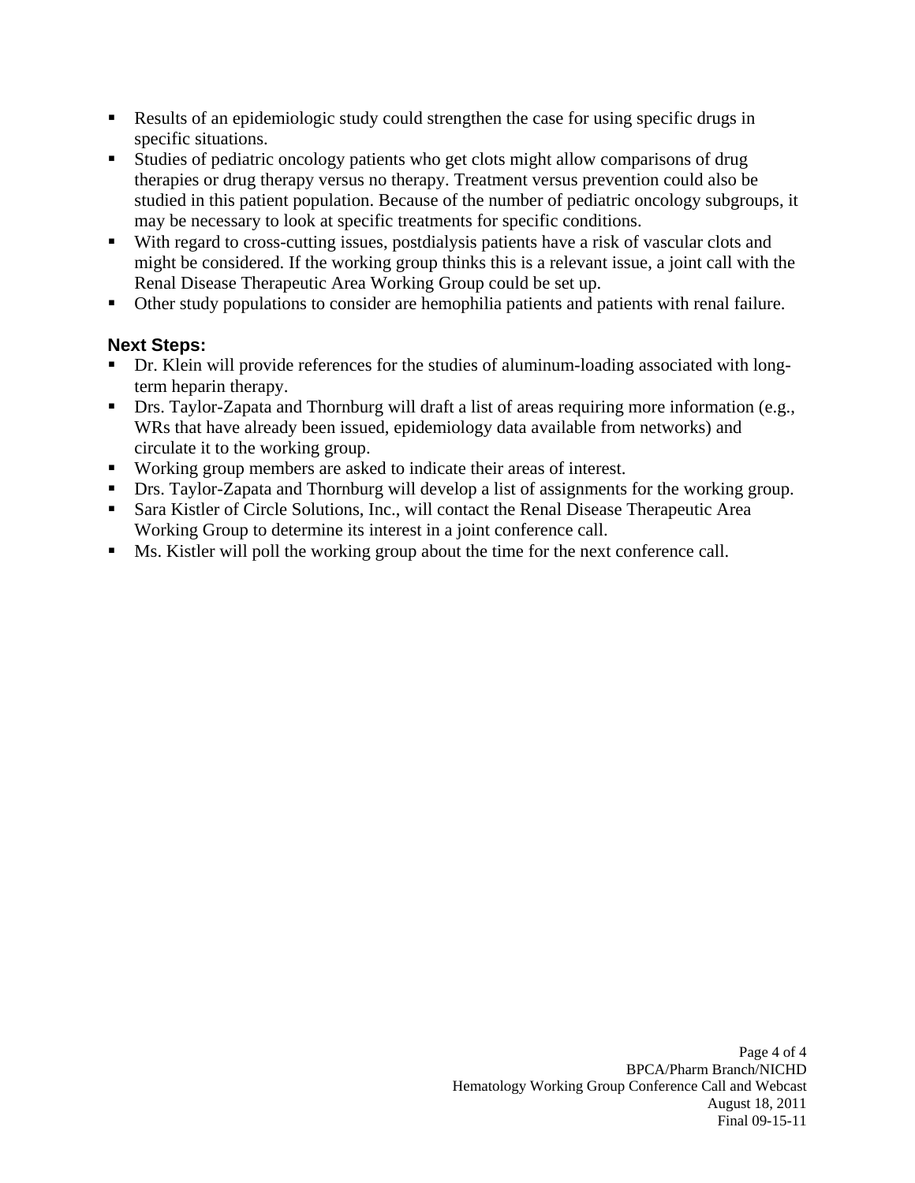- Results of an epidemiologic study could strengthen the case for using specific drugs in specific situations.
- Studies of pediatric oncology patients who get clots might allow comparisons of drug therapies or drug therapy versus no therapy. Treatment versus prevention could also be studied in this patient population. Because of the number of pediatric oncology subgroups, it may be necessary to look at specific treatments for specific conditions.
- With regard to cross-cutting issues, postdialysis patients have a risk of vascular clots and might be considered. If the working group thinks this is a relevant issue, a joint call with the Renal Disease Therapeutic Area Working Group could be set up.
- Other study populations to consider are hemophilia patients and patients with renal failure.

**Next Steps:**

- Dr. Klein will provide references for the studies of aluminum-loading associated with long-term heparin therapy.
- Drs. Taylor-Zapata and Thornburg will draft a list of areas requiring more information (e.g., WRs that have already been issued, epidemiology data available from networks) and circulate it to the working group.
- Working group members are asked to indicate their areas of interest.
- Drs. Taylor-Zapata and Thornburg will develop a list of assignments for the working group.
- Sara Kistler of Circle Solutions, Inc., will contact the Renal Disease Therapeutic Area Working Group to determine its interest in a joint conference call.
- Ms. Kistler will poll the working group about the time for the next conference call.